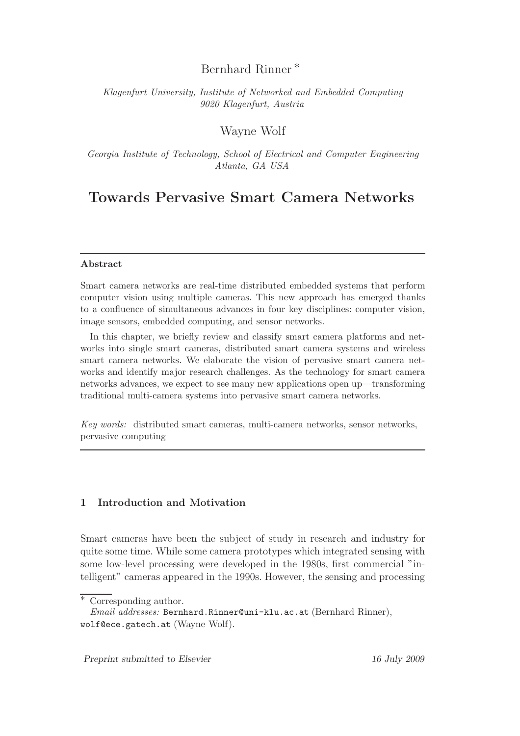Bernhard Rinner *

*Klagenfurt University, Institute of Networked and Embedded Computing*
*9020 Klagenfurt, Austria*

Wayne Wolf

*Georgia Institute of Technology, School of Electrical and Computer Engineering*
*Atlanta, GA USA*

# Towards Pervasive Smart Camera Networks

**Abstract**

Smart camera networks are real-time distributed embedded systems that perform computer vision using multiple cameras. This new approach has emerged thanks to a confluence of simultaneous advances in four key disciplines: computer vision, image sensors, embedded computing, and sensor networks.

In this chapter, we briefly review and classify smart camera platforms and networks into single smart cameras, distributed smart camera systems and wireless smart camera networks. We elaborate the vision of pervasive smart camera networks and identify major research challenges. As the technology for smart camera networks advances, we expect to see many new applications open up—transforming traditional multi-camera systems into pervasive smart camera networks.

*Key words:* distributed smart cameras, multi-camera networks, sensor networks, pervasive computing

## 1 Introduction and Motivation

Smart cameras have been the subject of study in research and industry for quite some time. While some camera prototypes which integrated sensing with some low-level processing were developed in the 1980s, first commercial "intelligent" cameras appeared in the 1990s. However, the sensing and processing

\* Corresponding author.
*Email addresses:* Bernhard.Rinner@uni-klu.ac.at (Bernhard Rinner), wolf@ece.gatech.at (Wayne Wolf).

Preprint submitted to Elsevier 16 July 2009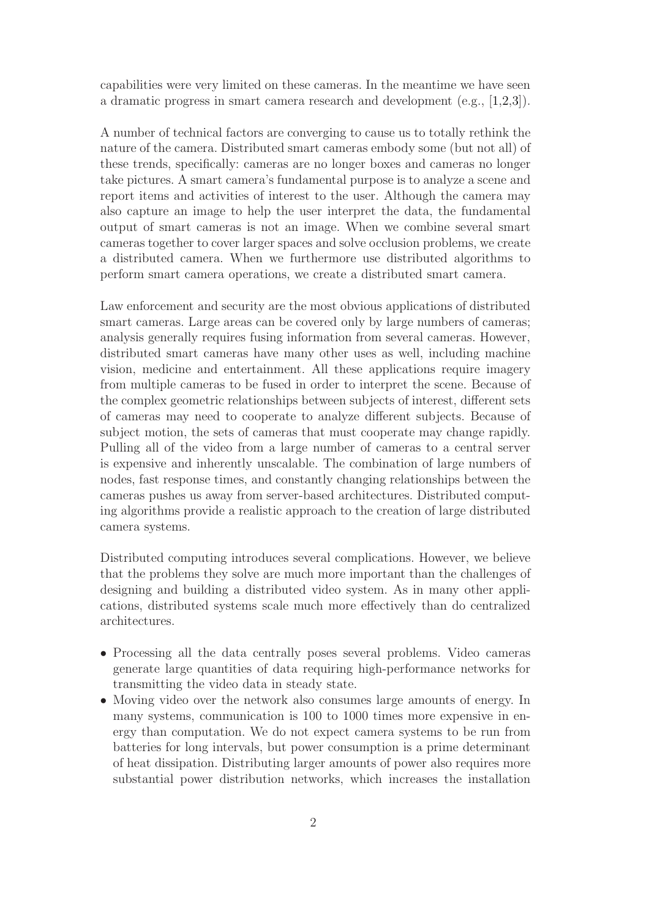capabilities were very limited on these cameras. In the meantime we have seen a dramatic progress in smart camera research and development (e.g., [1,2,3]).

A number of technical factors are converging to cause us to totally rethink the nature of the camera. Distributed smart cameras embody some (but not all) of these trends, specifically: cameras are no longer boxes and cameras no longer take pictures. A smart camera's fundamental purpose is to analyze a scene and report items and activities of interest to the user. Although the camera may also capture an image to help the user interpret the data, the fundamental output of smart cameras is not an image. When we combine several smart cameras together to cover larger spaces and solve occlusion problems, we create a distributed camera. When we furthermore use distributed algorithms to perform smart camera operations, we create a distributed smart camera.

Law enforcement and security are the most obvious applications of distributed smart cameras. Large areas can be covered only by large numbers of cameras; analysis generally requires fusing information from several cameras. However, distributed smart cameras have many other uses as well, including machine vision, medicine and entertainment. All these applications require imagery from multiple cameras to be fused in order to interpret the scene. Because of the complex geometric relationships between subjects of interest, different sets of cameras may need to cooperate to analyze different subjects. Because of subject motion, the sets of cameras that must cooperate may change rapidly. Pulling all of the video from a large number of cameras to a central server is expensive and inherently unscalable. The combination of large numbers of nodes, fast response times, and constantly changing relationships between the cameras pushes us away from server-based architectures. Distributed computing algorithms provide a realistic approach to the creation of large distributed camera systems.

Distributed computing introduces several complications. However, we believe that the problems they solve are much more important than the challenges of designing and building a distributed video system. As in many other applications, distributed systems scale much more effectively than do centralized architectures.

- Processing all the data centrally poses several problems. Video cameras generate large quantities of data requiring high-performance networks for transmitting the video data in steady state.
- Moving video over the network also consumes large amounts of energy. In many systems, communication is 100 to 1000 times more expensive in energy than computation. We do not expect camera systems to be run from batteries for long intervals, but power consumption is a prime determinant of heat dissipation. Distributing larger amounts of power also requires more substantial power distribution networks, which increases the installation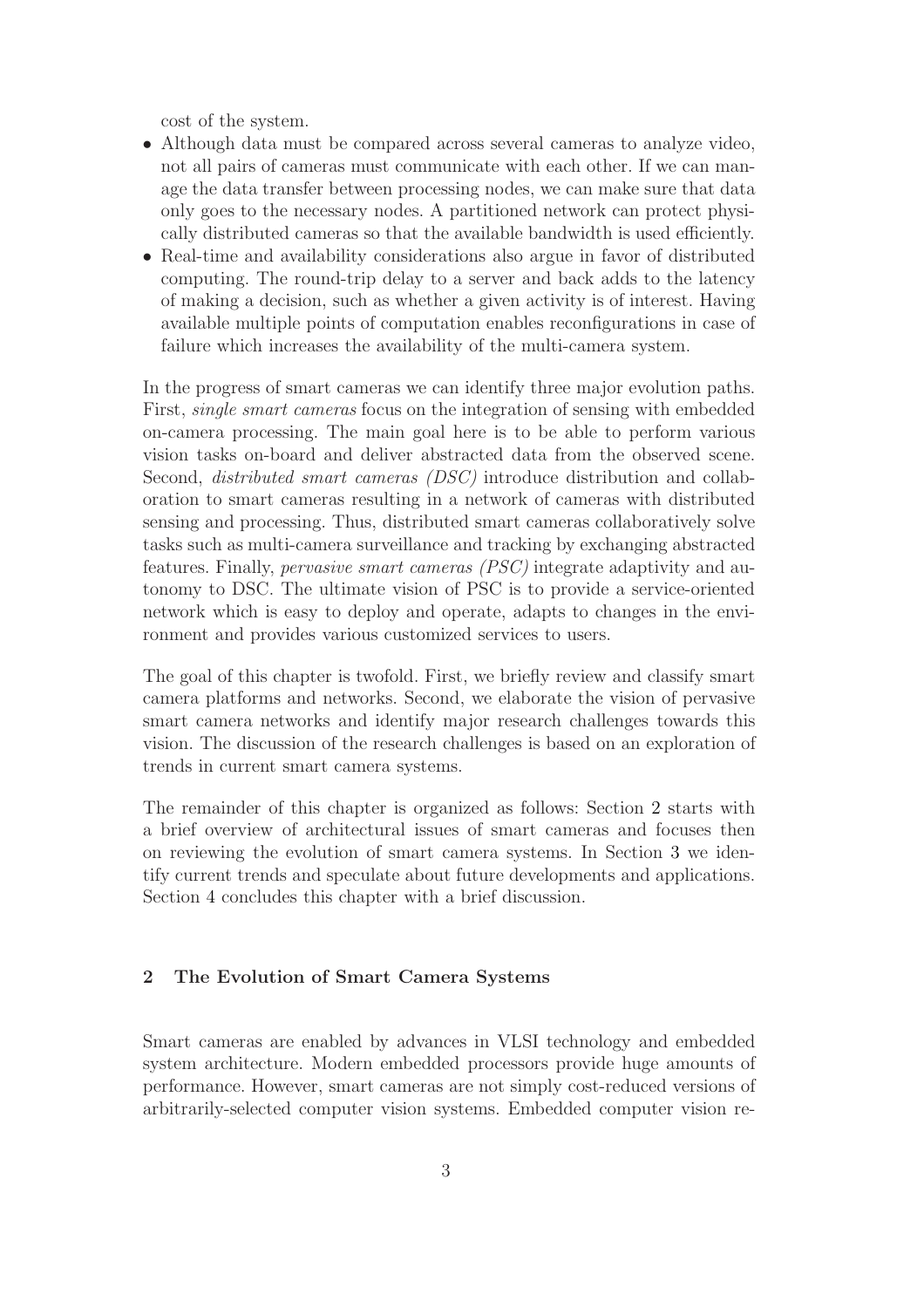cost of the system.

- Although data must be compared across several cameras to analyze video, not all pairs of cameras must communicate with each other. If we can manage the data transfer between processing nodes, we can make sure that data only goes to the necessary nodes. A partitioned network can protect physically distributed cameras so that the available bandwidth is used efficiently.
- Real-time and availability considerations also argue in favor of distributed computing. The round-trip delay to a server and back adds to the latency of making a decision, such as whether a given activity is of interest. Having available multiple points of computation enables reconfigurations in case of failure which increases the availability of the multi-camera system.

In the progress of smart cameras we can identify three major evolution paths. First, *single smart cameras* focus on the integration of sensing with embedded on-camera processing. The main goal here is to be able to perform various vision tasks on-board and deliver abstracted data from the observed scene. Second, *distributed smart cameras (DSC)* introduce distribution and collaboration to smart cameras resulting in a network of cameras with distributed sensing and processing. Thus, distributed smart cameras collaboratively solve tasks such as multi-camera surveillance and tracking by exchanging abstracted features. Finally, *pervasive smart cameras (PSC)* integrate adaptivity and autonomy to DSC. The ultimate vision of PSC is to provide a service-oriented network which is easy to deploy and operate, adapts to changes in the environment and provides various customized services to users.

The goal of this chapter is twofold. First, we briefly review and classify smart camera platforms and networks. Second, we elaborate the vision of pervasive smart camera networks and identify major research challenges towards this vision. The discussion of the research challenges is based on an exploration of trends in current smart camera systems.

The remainder of this chapter is organized as follows: Section 2 starts with a brief overview of architectural issues of smart cameras and focuses then on reviewing the evolution of smart camera systems. In Section 3 we identify current trends and speculate about future developments and applications. Section 4 concludes this chapter with a brief discussion.

## 2 The Evolution of Smart Camera Systems

Smart cameras are enabled by advances in VLSI technology and embedded system architecture. Modern embedded processors provide huge amounts of performance. However, smart cameras are not simply cost-reduced versions of arbitrarily-selected computer vision systems. Embedded computer vision re-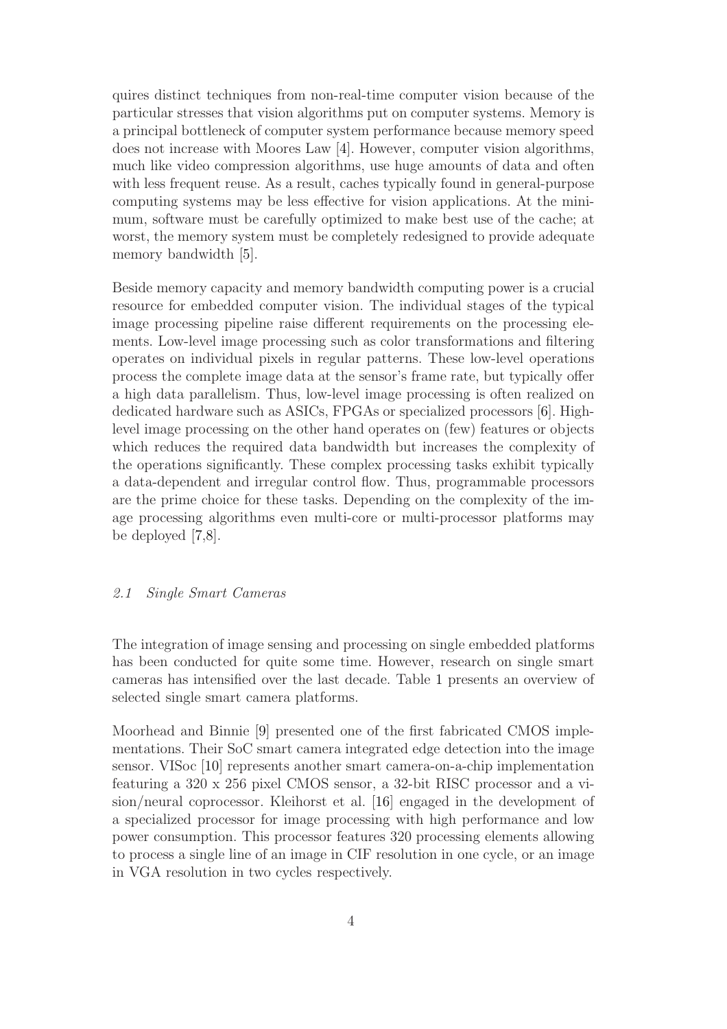quires distinct techniques from non-real-time computer vision because of the particular stresses that vision algorithms put on computer systems. Memory is a principal bottleneck of computer system performance because memory speed does not increase with Moores Law [4]. However, computer vision algorithms, much like video compression algorithms, use huge amounts of data and often with less frequent reuse. As a result, caches typically found in general-purpose computing systems may be less effective for vision applications. At the minimum, software must be carefully optimized to make best use of the cache; at worst, the memory system must be completely redesigned to provide adequate memory bandwidth [5].

Beside memory capacity and memory bandwidth computing power is a crucial resource for embedded computer vision. The individual stages of the typical image processing pipeline raise different requirements on the processing elements. Low-level image processing such as color transformations and filtering operates on individual pixels in regular patterns. These low-level operations process the complete image data at the sensor's frame rate, but typically offer a high data parallelism. Thus, low-level image processing is often realized on dedicated hardware such as ASICs, FPGAs or specialized processors [6]. High-level image processing on the other hand operates on (few) features or objects which reduces the required data bandwidth but increases the complexity of the operations significantly. These complex processing tasks exhibit typically a data-dependent and irregular control flow. Thus, programmable processors are the prime choice for these tasks. Depending on the complexity of the image processing algorithms even multi-core or multi-processor platforms may be deployed [7,8].

### *2.1 Single Smart Cameras*

The integration of image sensing and processing on single embedded platforms has been conducted for quite some time. However, research on single smart cameras has intensified over the last decade. Table 1 presents an overview of selected single smart camera platforms.

Moorhead and Binnie [9] presented one of the first fabricated CMOS implementations. Their SoC smart camera integrated edge detection into the image sensor. VISoc [10] represents another smart camera-on-a-chip implementation featuring a 320 x 256 pixel CMOS sensor, a 32-bit RISC processor and a vision/neural coprocessor. Kleihorst et al. [16] engaged in the development of a specialized processor for image processing with high performance and low power consumption. This processor features 320 processing elements allowing to process a single line of an image in CIF resolution in one cycle, or an image in VGA resolution in two cycles respectively.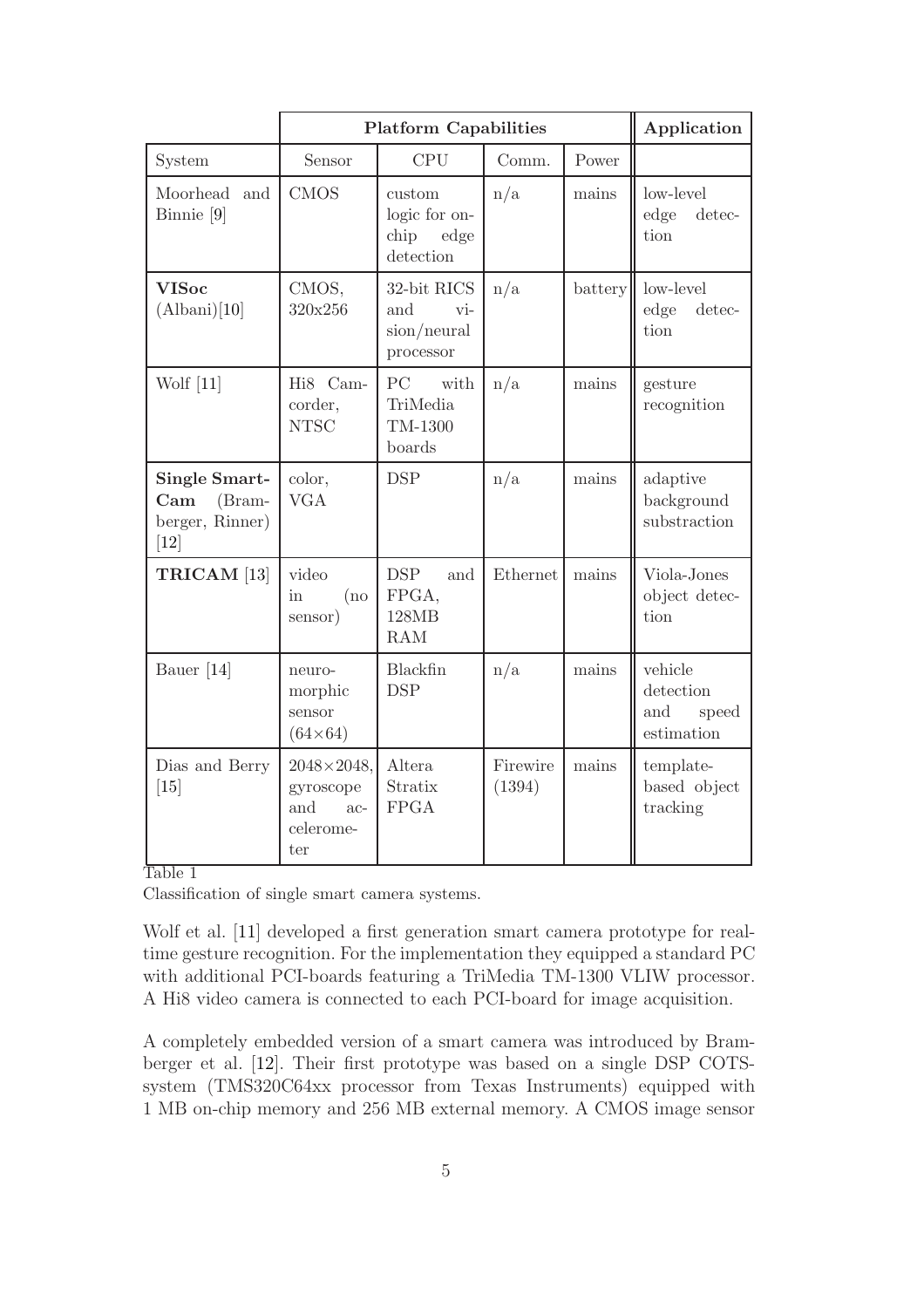| | Platform Capabilities | | | | Application |
|---|---|---|---|---|---|
| System | Sensor | CPU | Comm. | Power | |
| Moorhead and Binnie [9] | CMOS | custom logic for on-chip edge detection | n/a | mains | low-level edge detection |
| **VISoc** (Albani)[10] | CMOS, 320x256 | 32-bit RICS and vision/neural processor | n/a | battery | low-level edge detection |
| Wolf [11] | Hi8 Camcorder, NTSC | PC with TriMedia TM-1300 boards | n/a | mains | gesture recognition |
| **Single SmartCam** (Bramberger, Rinner) [12] | color, VGA | DSP | n/a | mains | adaptive background substraction |
| **TRICAM** [13] | video in (no sensor) | DSP and FPGA, 128MB RAM | Ethernet | mains | Viola-Jones object detection |
| Bauer [14] | neuromorphic sensor (64×64) | Blackfin DSP | n/a | mains | vehicle detection and speed estimation |
| Dias and Berry [15] | 2048×2048, gyroscope and accelerometer | Altera Stratix FPGA | Firewire (1394) | mains | template-based object tracking |

Table 1

Classification of single smart camera systems.

Wolf et al. [11] developed a first generation smart camera prototype for real-time gesture recognition. For the implementation they equipped a standard PC with additional PCI-boards featuring a TriMedia TM-1300 VLIW processor. A Hi8 video camera is connected to each PCI-board for image acquisition.

A completely embedded version of a smart camera was introduced by Bramberger et al. [12]. Their first prototype was based on a single DSP COTS-system (TMS320C64xx processor from Texas Instruments) equipped with 1 MB on-chip memory and 256 MB external memory. A CMOS image sensor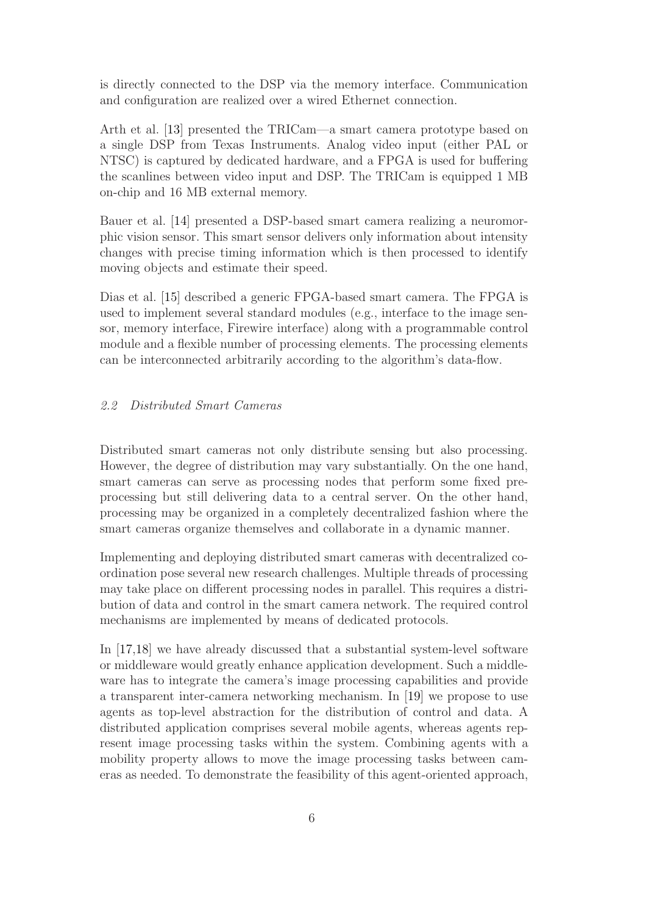is directly connected to the DSP via the memory interface. Communication and configuration are realized over a wired Ethernet connection.

Arth et al. [13] presented the TRICam—a smart camera prototype based on a single DSP from Texas Instruments. Analog video input (either PAL or NTSC) is captured by dedicated hardware, and a FPGA is used for buffering the scanlines between video input and DSP. The TRICam is equipped 1 MB on-chip and 16 MB external memory.

Bauer et al. [14] presented a DSP-based smart camera realizing a neuromorphic vision sensor. This smart sensor delivers only information about intensity changes with precise timing information which is then processed to identify moving objects and estimate their speed.

Dias et al. [15] described a generic FPGA-based smart camera. The FPGA is used to implement several standard modules (e.g., interface to the image sensor, memory interface, Firewire interface) along with a programmable control module and a flexible number of processing elements. The processing elements can be interconnected arbitrarily according to the algorithm's data-flow.

### *2.2 Distributed Smart Cameras*

Distributed smart cameras not only distribute sensing but also processing. However, the degree of distribution may vary substantially. On the one hand, smart cameras can serve as processing nodes that perform some fixed preprocessing but still delivering data to a central server. On the other hand, processing may be organized in a completely decentralized fashion where the smart cameras organize themselves and collaborate in a dynamic manner.

Implementing and deploying distributed smart cameras with decentralized coordination pose several new research challenges. Multiple threads of processing may take place on different processing nodes in parallel. This requires a distribution of data and control in the smart camera network. The required control mechanisms are implemented by means of dedicated protocols.

In [17,18] we have already discussed that a substantial system-level software or middleware would greatly enhance application development. Such a middleware has to integrate the camera's image processing capabilities and provide a transparent inter-camera networking mechanism. In [19] we propose to use agents as top-level abstraction for the distribution of control and data. A distributed application comprises several mobile agents, whereas agents represent image processing tasks within the system. Combining agents with a mobility property allows to move the image processing tasks between cameras as needed. To demonstrate the feasibility of this agent-oriented approach,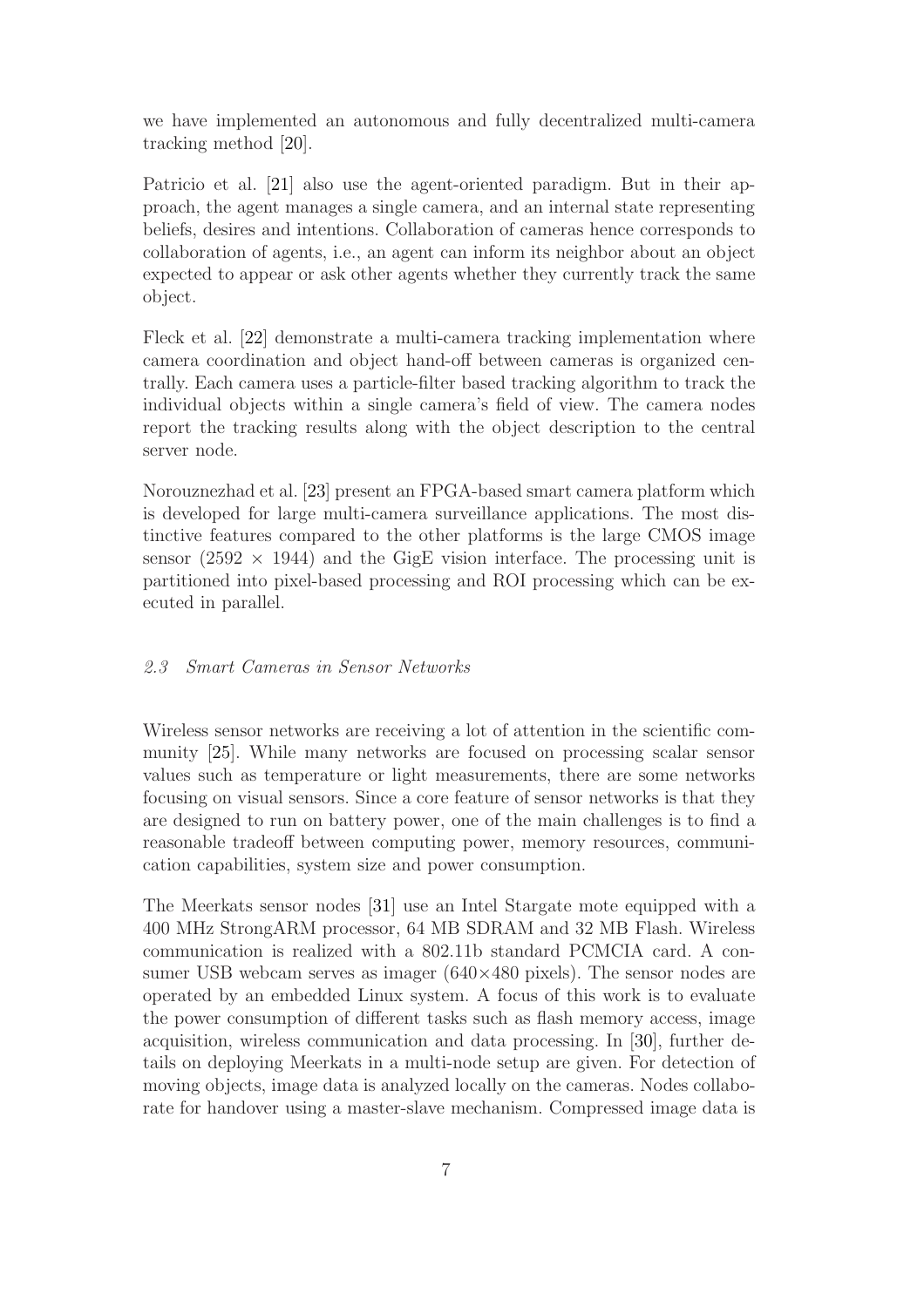we have implemented an autonomous and fully decentralized multi-camera tracking method [20].

Patricio et al. [21] also use the agent-oriented paradigm. But in their approach, the agent manages a single camera, and an internal state representing beliefs, desires and intentions. Collaboration of cameras hence corresponds to collaboration of agents, i.e., an agent can inform its neighbor about an object expected to appear or ask other agents whether they currently track the same object.

Fleck et al. [22] demonstrate a multi-camera tracking implementation where camera coordination and object hand-off between cameras is organized centrally. Each camera uses a particle-filter based tracking algorithm to track the individual objects within a single camera's field of view. The camera nodes report the tracking results along with the object description to the central server node.

Norouznezhad et al. [23] present an FPGA-based smart camera platform which is developed for large multi-camera surveillance applications. The most distinctive features compared to the other platforms is the large CMOS image sensor ($2592 \times 1944$) and the GigE vision interface. The processing unit is partitioned into pixel-based processing and ROI processing which can be executed in parallel.

### *2.3 Smart Cameras in Sensor Networks*

Wireless sensor networks are receiving a lot of attention in the scientific community [25]. While many networks are focused on processing scalar sensor values such as temperature or light measurements, there are some networks focusing on visual sensors. Since a core feature of sensor networks is that they are designed to run on battery power, one of the main challenges is to find a reasonable tradeoff between computing power, memory resources, communication capabilities, system size and power consumption.

The Meerkats sensor nodes [31] use an Intel Stargate mote equipped with a 400 MHz StrongARM processor, 64 MB SDRAM and 32 MB Flash. Wireless communication is realized with a 802.11b standard PCMCIA card. A consumer USB webcam serves as imager ($640 \times 480$ pixels). The sensor nodes are operated by an embedded Linux system. A focus of this work is to evaluate the power consumption of different tasks such as flash memory access, image acquisition, wireless communication and data processing. In [30], further details on deploying Meerkats in a multi-node setup are given. For detection of moving objects, image data is analyzed locally on the cameras. Nodes collaborate for handover using a master-slave mechanism. Compressed image data is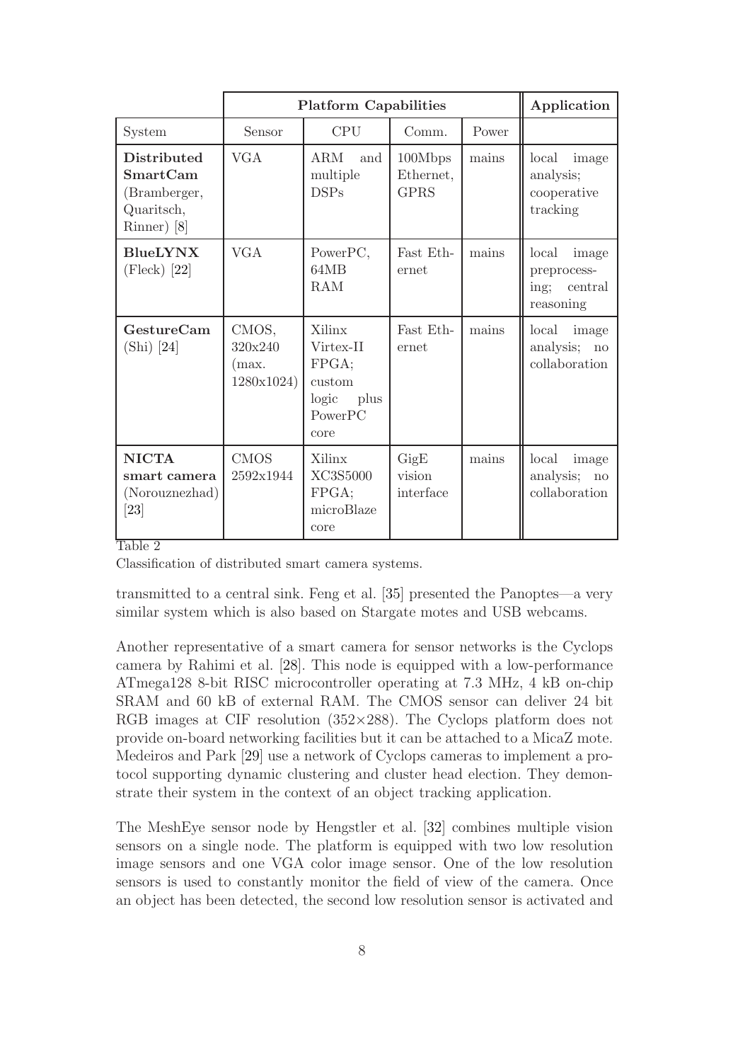| | **Platform Capabilities** | | | | **Application** |
|---|---|---|---|---|---|
| System | Sensor | CPU | Comm. | Power | |
| **Distributed SmartCam** (Bramberger, Quaritsch, Rinner) [8] | VGA | ARM and multiple DSPs | 100Mbps Ethernet, GPRS | mains | local image analysis; cooperative tracking |
| **BlueLYNX** (Fleck) [22] | VGA | PowerPC, 64MB RAM | Fast Ethernet | mains | local image preprocessing; central reasoning |
| **GestureCam** (Shi) [24] | CMOS, 320x240 (max. 1280x1024) | Xilinx Virtex-II FPGA; custom logic plus PowerPC core | Fast Ethernet | mains | local image analysis; no collaboration |
| **NICTA smart camera** (Norouznezhad) [23] | CMOS 2592x1944 | Xilinx XC3S5000 FPGA; microBlaze core | GigE vision interface | mains | local image analysis; no collaboration |

Table 2

Classification of distributed smart camera systems.

transmitted to a central sink. Feng et al. [35] presented the Panoptes—a very similar system which is also based on Stargate motes and USB webcams.

Another representative of a smart camera for sensor networks is the Cyclops camera by Rahimi et al. [28]. This node is equipped with a low-performance ATmega128 8-bit RISC microcontroller operating at 7.3 MHz, 4 kB on-chip SRAM and 60 kB of external RAM. The CMOS sensor can deliver 24 bit RGB images at CIF resolution ($352{\times}288$). The Cyclops platform does not provide on-board networking facilities but it can be attached to a MicaZ mote. Medeiros and Park [29] use a network of Cyclops cameras to implement a protocol supporting dynamic clustering and cluster head election. They demonstrate their system in the context of an object tracking application.

The MeshEye sensor node by Hengstler et al. [32] combines multiple vision sensors on a single node. The platform is equipped with two low resolution image sensors and one VGA color image sensor. One of the low resolution sensors is used to constantly monitor the field of view of the camera. Once an object has been detected, the second low resolution sensor is activated and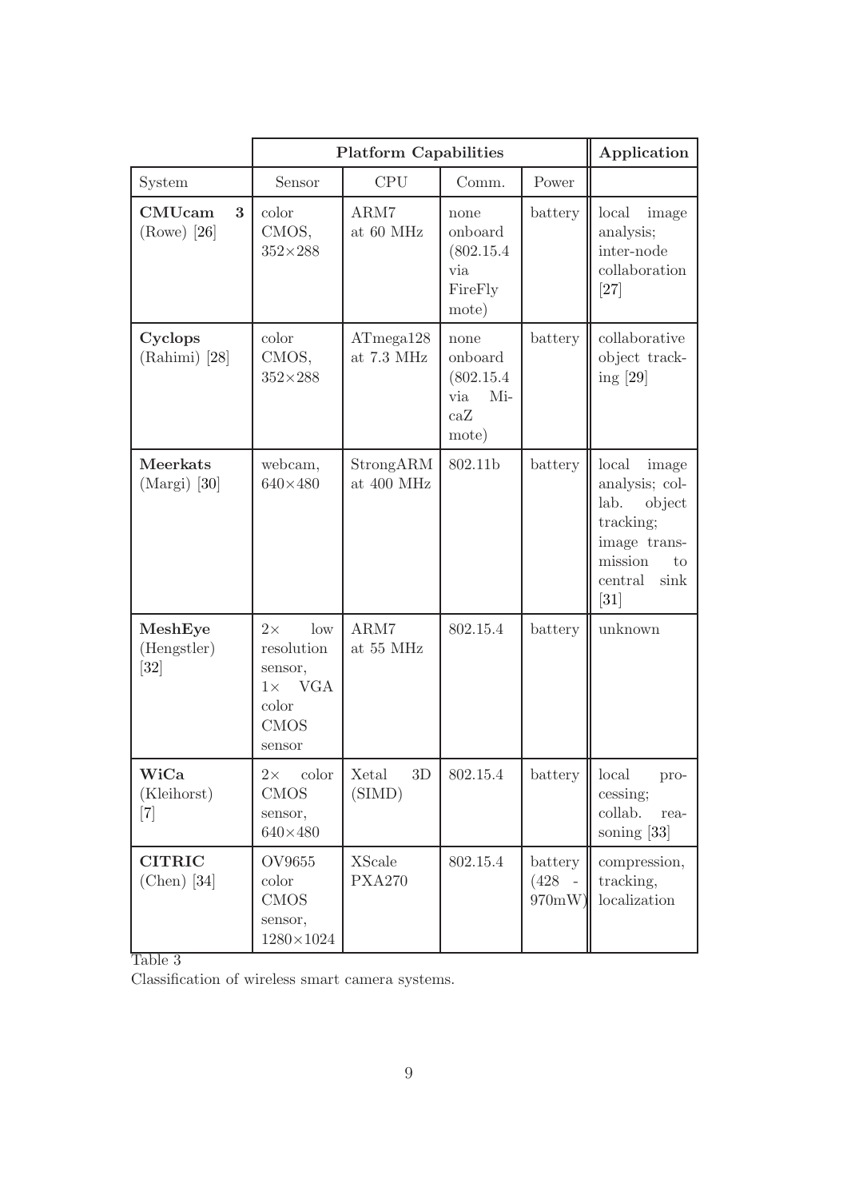| | Platform Capabilities | | | | Application |
|---|---|---|---|---|---|
| System | Sensor | CPU | Comm. | Power | |
| **CMUcam 3** (Rowe) [26] | color CMOS, 352×288 | ARM7 at 60 MHz | none onboard (802.15.4 via FireFly mote) | battery | local image analysis; inter-node collaboration [27] |
| **Cyclops** (Rahimi) [28] | color CMOS, 352×288 | ATmega128 at 7.3 MHz | none onboard (802.15.4 via MicaZ mote) | battery | collaborative object tracking [29] |
| **Meerkats** (Margi) [30] | webcam, 640×480 | StrongARM at 400 MHz | 802.11b | battery | local image analysis; collab. object tracking; image transmission to central sink [31] |
| **MeshEye** (Hengstler) [32] | 2× low resolution sensor, 1× VGA color CMOS sensor | ARM7 at 55 MHz | 802.15.4 | battery | unknown |
| **WiCa** (Kleihorst) [7] | 2× color CMOS sensor, 640×480 | Xetal 3D (SIMD) | 802.15.4 | battery | local processing; collab. reasoning [33] |
| **CITRIC** (Chen) [34] | OV9655 color CMOS sensor, 1280×1024 | XScale PXA270 | 802.15.4 | battery (428 - 970mW) | compression, tracking, localization |

Table 3
Classification of wireless smart camera systems.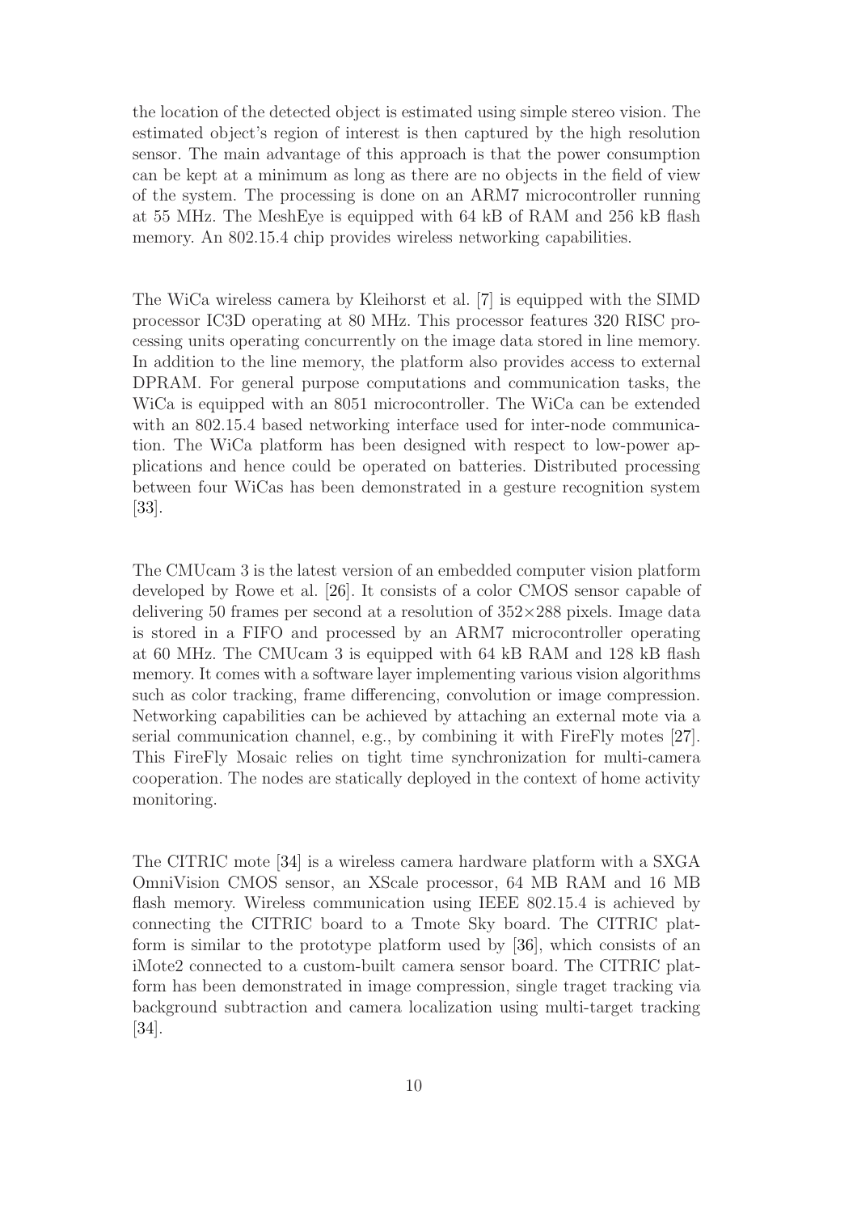the location of the detected object is estimated using simple stereo vision. The estimated object's region of interest is then captured by the high resolution sensor. The main advantage of this approach is that the power consumption can be kept at a minimum as long as there are no objects in the field of view of the system. The processing is done on an ARM7 microcontroller running at 55 MHz. The MeshEye is equipped with 64 kB of RAM and 256 kB flash memory. An 802.15.4 chip provides wireless networking capabilities.

The WiCa wireless camera by Kleihorst et al. [7] is equipped with the SIMD processor IC3D operating at 80 MHz. This processor features 320 RISC processing units operating concurrently on the image data stored in line memory. In addition to the line memory, the platform also provides access to external DPRAM. For general purpose computations and communication tasks, the WiCa is equipped with an 8051 microcontroller. The WiCa can be extended with an 802.15.4 based networking interface used for inter-node communication. The WiCa platform has been designed with respect to low-power applications and hence could be operated on batteries. Distributed processing between four WiCas has been demonstrated in a gesture recognition system [33].

The CMUcam 3 is the latest version of an embedded computer vision platform developed by Rowe et al. [26]. It consists of a color CMOS sensor capable of delivering 50 frames per second at a resolution of $352 \times 288$ pixels. Image data is stored in a FIFO and processed by an ARM7 microcontroller operating at 60 MHz. The CMUcam 3 is equipped with 64 kB RAM and 128 kB flash memory. It comes with a software layer implementing various vision algorithms such as color tracking, frame differencing, convolution or image compression. Networking capabilities can be achieved by attaching an external mote via a serial communication channel, e.g., by combining it with FireFly motes [27]. This FireFly Mosaic relies on tight time synchronization for multi-camera cooperation. The nodes are statically deployed in the context of home activity monitoring.

The CITRIC mote [34] is a wireless camera hardware platform with a SXGA OmniVision CMOS sensor, an XScale processor, 64 MB RAM and 16 MB flash memory. Wireless communication using IEEE 802.15.4 is achieved by connecting the CITRIC board to a Tmote Sky board. The CITRIC platform is similar to the prototype platform used by [36], which consists of an iMote2 connected to a custom-built camera sensor board. The CITRIC platform has been demonstrated in image compression, single traget tracking via background subtraction and camera localization using multi-target tracking [34].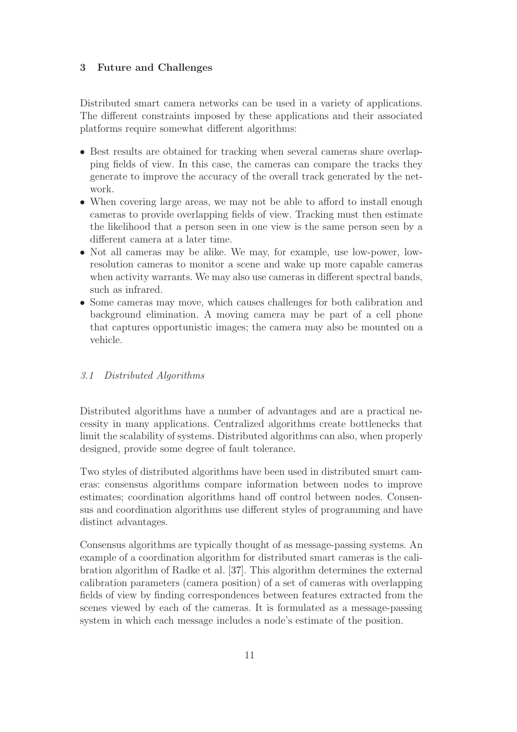## 3 Future and Challenges

Distributed smart camera networks can be used in a variety of applications. The different constraints imposed by these applications and their associated platforms require somewhat different algorithms:

- Best results are obtained for tracking when several cameras share overlapping fields of view. In this case, the cameras can compare the tracks they generate to improve the accuracy of the overall track generated by the network.
- When covering large areas, we may not be able to afford to install enough cameras to provide overlapping fields of view. Tracking must then estimate the likelihood that a person seen in one view is the same person seen by a different camera at a later time.
- Not all cameras may be alike. We may, for example, use low-power, low-resolution cameras to monitor a scene and wake up more capable cameras when activity warrants. We may also use cameras in different spectral bands, such as infrared.
- Some cameras may move, which causes challenges for both calibration and background elimination. A moving camera may be part of a cell phone that captures opportunistic images; the camera may also be mounted on a vehicle.

### *3.1 Distributed Algorithms*

Distributed algorithms have a number of advantages and are a practical necessity in many applications. Centralized algorithms create bottlenecks that limit the scalability of systems. Distributed algorithms can also, when properly designed, provide some degree of fault tolerance.

Two styles of distributed algorithms have been used in distributed smart cameras: consensus algorithms compare information between nodes to improve estimates; coordination algorithms hand off control between nodes. Consensus and coordination algorithms use different styles of programming and have distinct advantages.

Consensus algorithms are typically thought of as message-passing systems. An example of a coordination algorithm for distributed smart cameras is the calibration algorithm of Radke et al. [37]. This algorithm determines the external calibration parameters (camera position) of a set of cameras with overlapping fields of view by finding correspondences between features extracted from the scenes viewed by each of the cameras. It is formulated as a message-passing system in which each message includes a node's estimate of the position.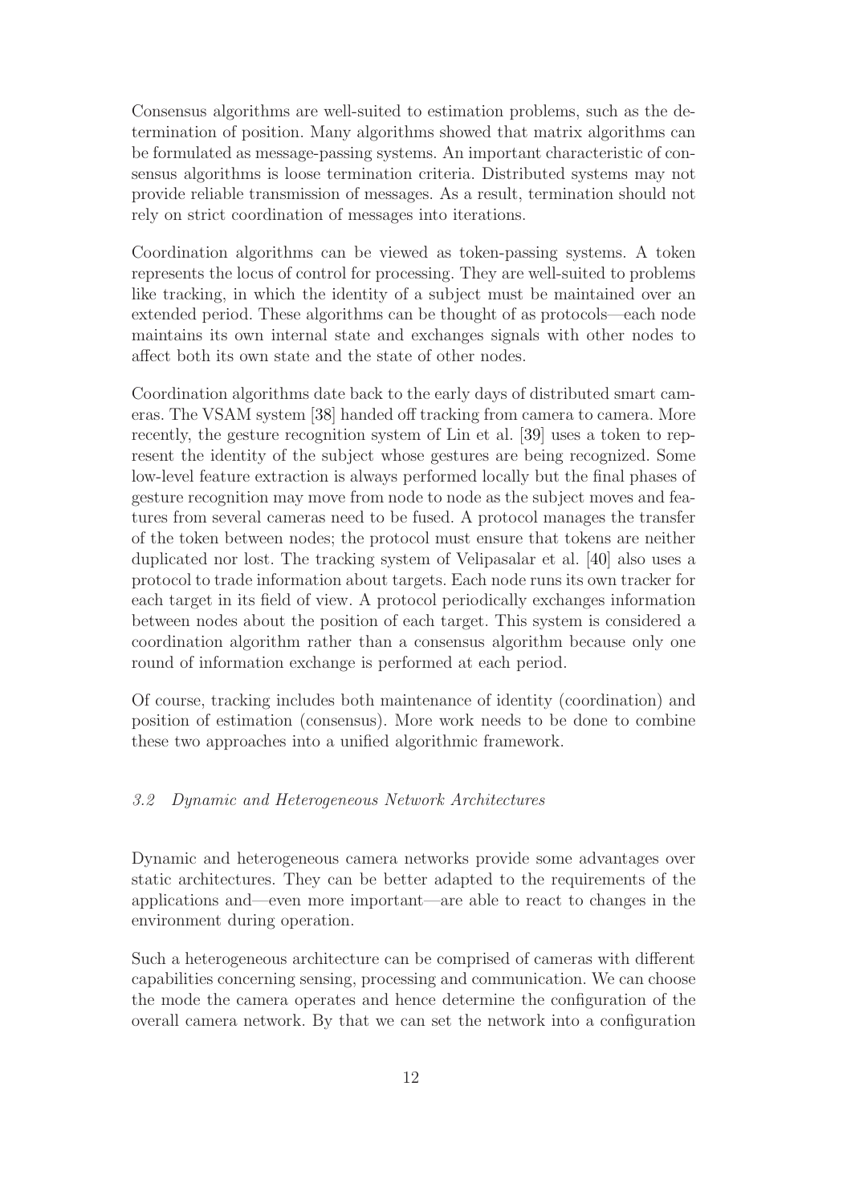Consensus algorithms are well-suited to estimation problems, such as the determination of position. Many algorithms showed that matrix algorithms can be formulated as message-passing systems. An important characteristic of consensus algorithms is loose termination criteria. Distributed systems may not provide reliable transmission of messages. As a result, termination should not rely on strict coordination of messages into iterations.

Coordination algorithms can be viewed as token-passing systems. A token represents the locus of control for processing. They are well-suited to problems like tracking, in which the identity of a subject must be maintained over an extended period. These algorithms can be thought of as protocols—each node maintains its own internal state and exchanges signals with other nodes to affect both its own state and the state of other nodes.

Coordination algorithms date back to the early days of distributed smart cameras. The VSAM system [38] handed off tracking from camera to camera. More recently, the gesture recognition system of Lin et al. [39] uses a token to represent the identity of the subject whose gestures are being recognized. Some low-level feature extraction is always performed locally but the final phases of gesture recognition may move from node to node as the subject moves and features from several cameras need to be fused. A protocol manages the transfer of the token between nodes; the protocol must ensure that tokens are neither duplicated nor lost. The tracking system of Velipasalar et al. [40] also uses a protocol to trade information about targets. Each node runs its own tracker for each target in its field of view. A protocol periodically exchanges information between nodes about the position of each target. This system is considered a coordination algorithm rather than a consensus algorithm because only one round of information exchange is performed at each period.

Of course, tracking includes both maintenance of identity (coordination) and position of estimation (consensus). More work needs to be done to combine these two approaches into a unified algorithmic framework.

### *3.2 Dynamic and Heterogeneous Network Architectures*

Dynamic and heterogeneous camera networks provide some advantages over static architectures. They can be better adapted to the requirements of the applications and—even more important—are able to react to changes in the environment during operation.

Such a heterogeneous architecture can be comprised of cameras with different capabilities concerning sensing, processing and communication. We can choose the mode the camera operates and hence determine the configuration of the overall camera network. By that we can set the network into a configuration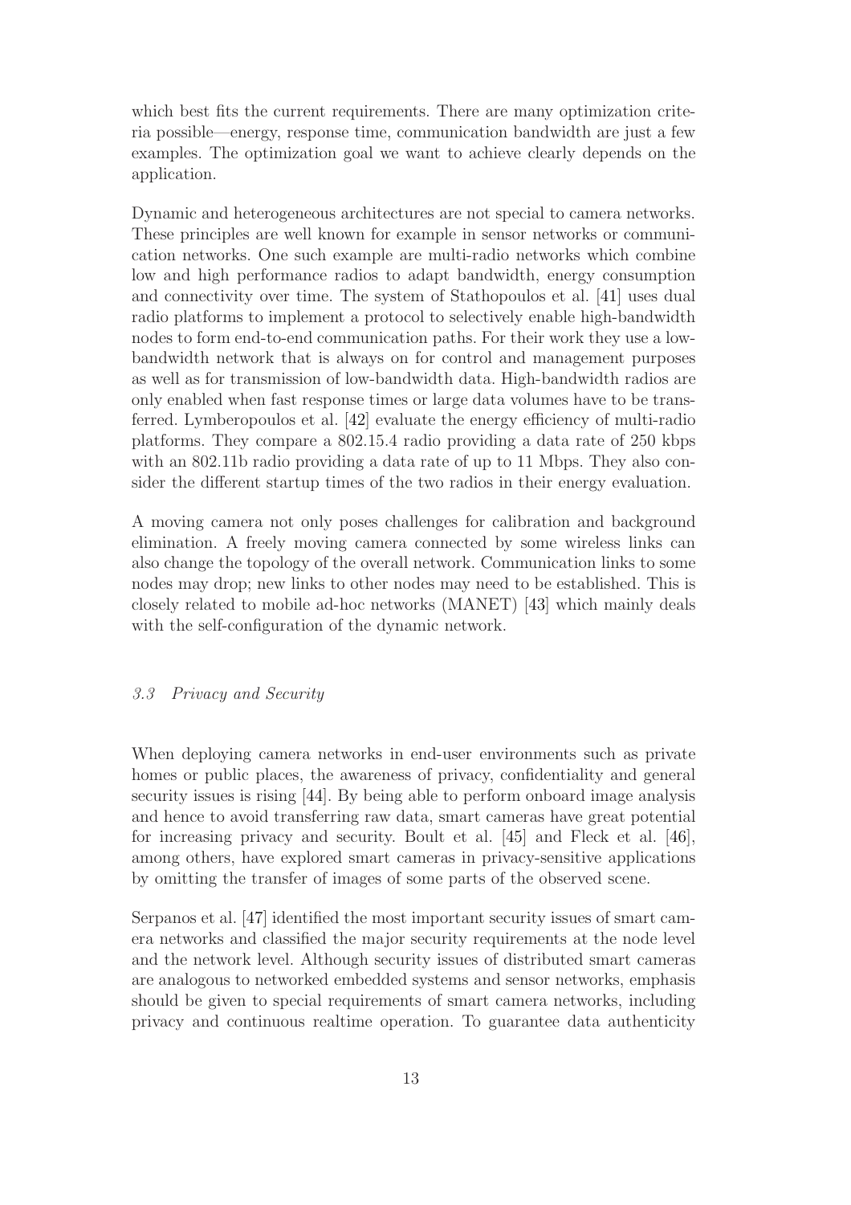which best fits the current requirements. There are many optimization criteria possible—energy, response time, communication bandwidth are just a few examples. The optimization goal we want to achieve clearly depends on the application.

Dynamic and heterogeneous architectures are not special to camera networks. These principles are well known for example in sensor networks or communication networks. One such example are multi-radio networks which combine low and high performance radios to adapt bandwidth, energy consumption and connectivity over time. The system of Stathopoulos et al. [41] uses dual radio platforms to implement a protocol to selectively enable high-bandwidth nodes to form end-to-end communication paths. For their work they use a low-bandwidth network that is always on for control and management purposes as well as for transmission of low-bandwidth data. High-bandwidth radios are only enabled when fast response times or large data volumes have to be transferred. Lymberopoulos et al. [42] evaluate the energy efficiency of multi-radio platforms. They compare a 802.15.4 radio providing a data rate of 250 kbps with an 802.11b radio providing a data rate of up to 11 Mbps. They also consider the different startup times of the two radios in their energy evaluation.

A moving camera not only poses challenges for calibration and background elimination. A freely moving camera connected by some wireless links can also change the topology of the overall network. Communication links to some nodes may drop; new links to other nodes may need to be established. This is closely related to mobile ad-hoc networks (MANET) [43] which mainly deals with the self-configuration of the dynamic network.

### *3.3 Privacy and Security*

When deploying camera networks in end-user environments such as private homes or public places, the awareness of privacy, confidentiality and general security issues is rising [44]. By being able to perform onboard image analysis and hence to avoid transferring raw data, smart cameras have great potential for increasing privacy and security. Boult et al. [45] and Fleck et al. [46], among others, have explored smart cameras in privacy-sensitive applications by omitting the transfer of images of some parts of the observed scene.

Serpanos et al. [47] identified the most important security issues of smart camera networks and classified the major security requirements at the node level and the network level. Although security issues of distributed smart cameras are analogous to networked embedded systems and sensor networks, emphasis should be given to special requirements of smart camera networks, including privacy and continuous realtime operation. To guarantee data authenticity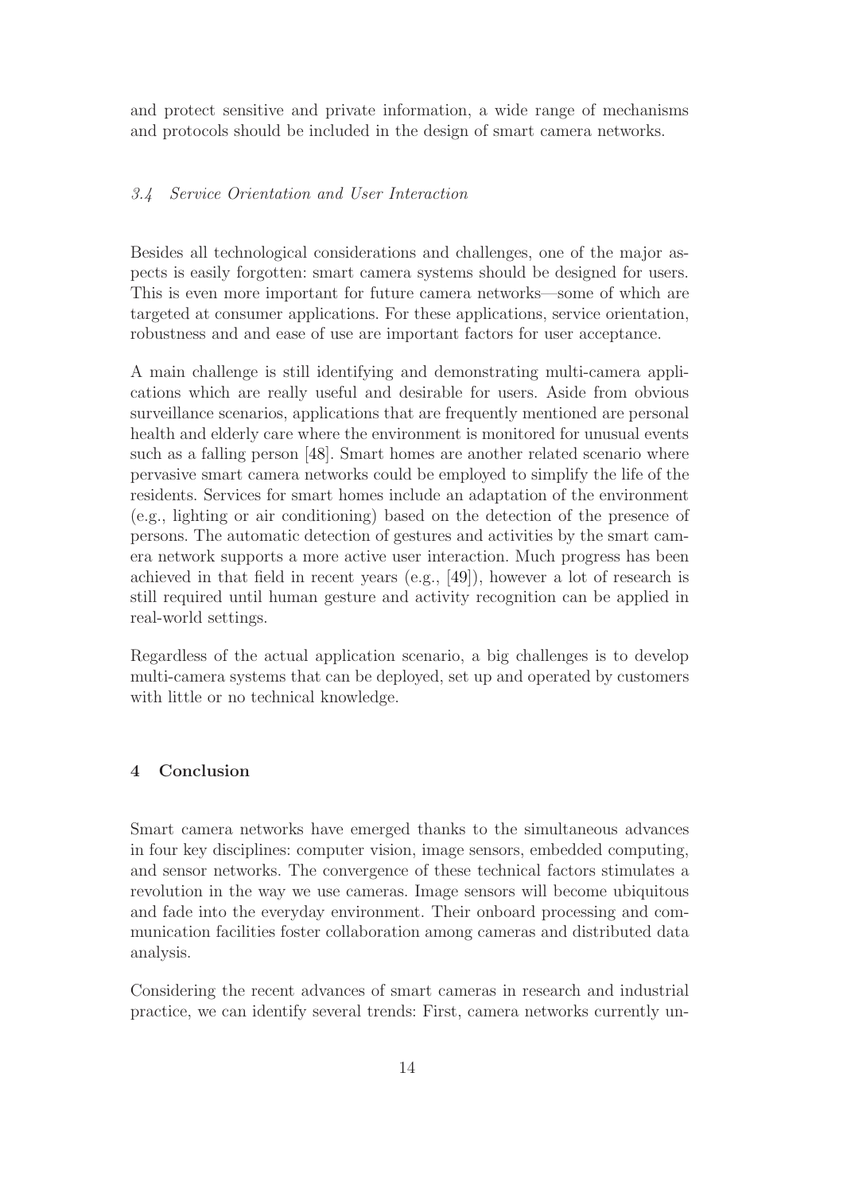and protect sensitive and private information, a wide range of mechanisms and protocols should be included in the design of smart camera networks.

### *3.4 Service Orientation and User Interaction*

Besides all technological considerations and challenges, one of the major aspects is easily forgotten: smart camera systems should be designed for users. This is even more important for future camera networks—some of which are targeted at consumer applications. For these applications, service orientation, robustness and and ease of use are important factors for user acceptance.

A main challenge is still identifying and demonstrating multi-camera applications which are really useful and desirable for users. Aside from obvious surveillance scenarios, applications that are frequently mentioned are personal health and elderly care where the environment is monitored for unusual events such as a falling person [48]. Smart homes are another related scenario where pervasive smart camera networks could be employed to simplify the life of the residents. Services for smart homes include an adaptation of the environment (e.g., lighting or air conditioning) based on the detection of the presence of persons. The automatic detection of gestures and activities by the smart camera network supports a more active user interaction. Much progress has been achieved in that field in recent years (e.g., [49]), however a lot of research is still required until human gesture and activity recognition can be applied in real-world settings.

Regardless of the actual application scenario, a big challenges is to develop multi-camera systems that can be deployed, set up and operated by customers with little or no technical knowledge.

## 4 Conclusion

Smart camera networks have emerged thanks to the simultaneous advances in four key disciplines: computer vision, image sensors, embedded computing, and sensor networks. The convergence of these technical factors stimulates a revolution in the way we use cameras. Image sensors will become ubiquitous and fade into the everyday environment. Their onboard processing and communication facilities foster collaboration among cameras and distributed data analysis.

Considering the recent advances of smart cameras in research and industrial practice, we can identify several trends: First, camera networks currently un-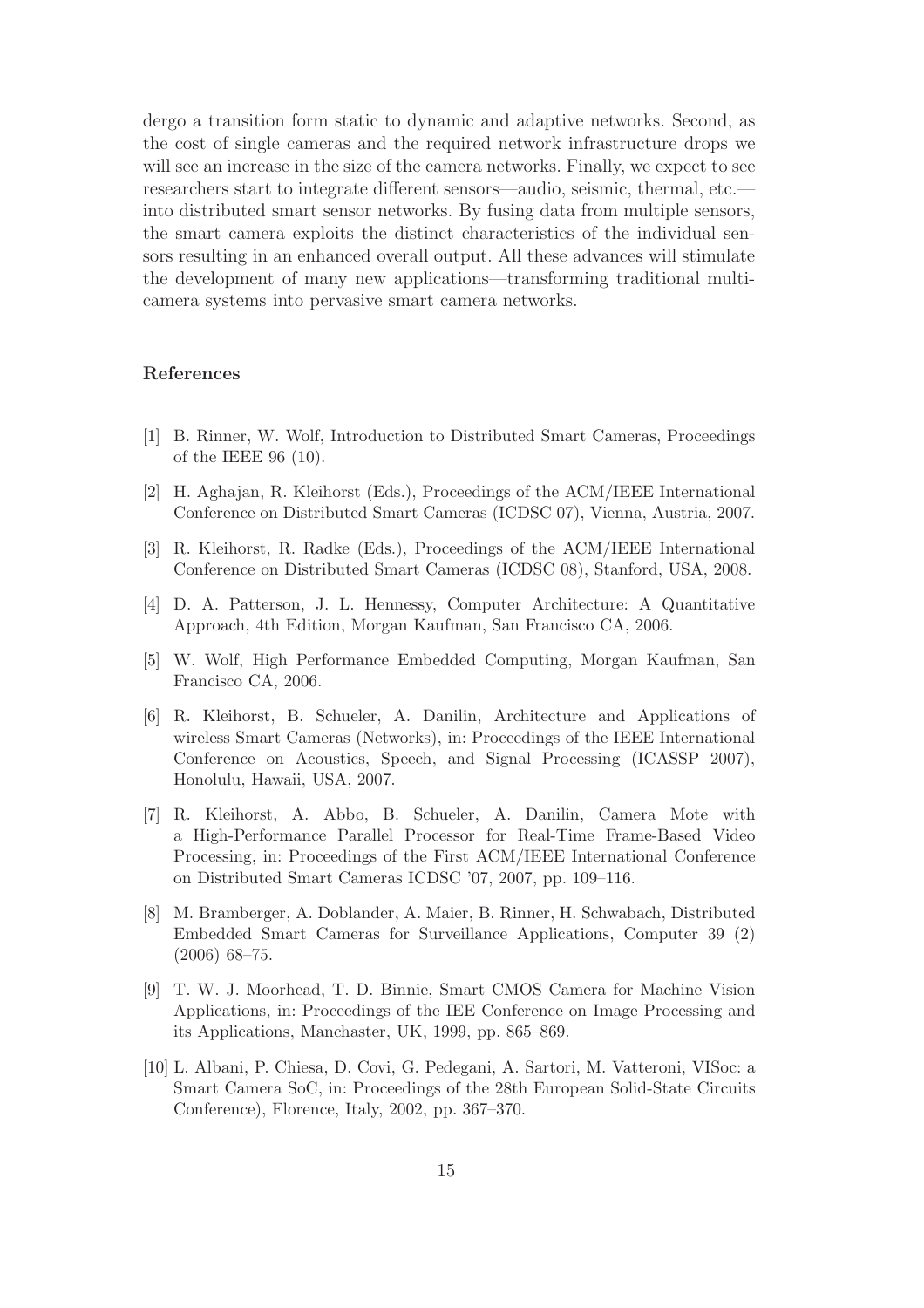dergo a transition form static to dynamic and adaptive networks. Second, as the cost of single cameras and the required network infrastructure drops we will see an increase in the size of the camera networks. Finally, we expect to see researchers start to integrate different sensors—audio, seismic, thermal, etc.—into distributed smart sensor networks. By fusing data from multiple sensors, the smart camera exploits the distinct characteristics of the individual sensors resulting in an enhanced overall output. All these advances will stimulate the development of many new applications—transforming traditional multi-camera systems into pervasive smart camera networks.

### References

[1] B. Rinner, W. Wolf, Introduction to Distributed Smart Cameras, Proceedings of the IEEE 96 (10).

[2] H. Aghajan, R. Kleihorst (Eds.), Proceedings of the ACM/IEEE International Conference on Distributed Smart Cameras (ICDSC 07), Vienna, Austria, 2007.

[3] R. Kleihorst, R. Radke (Eds.), Proceedings of the ACM/IEEE International Conference on Distributed Smart Cameras (ICDSC 08), Stanford, USA, 2008.

[4] D. A. Patterson, J. L. Hennessy, Computer Architecture: A Quantitative Approach, 4th Edition, Morgan Kaufman, San Francisco CA, 2006.

[5] W. Wolf, High Performance Embedded Computing, Morgan Kaufman, San Francisco CA, 2006.

[6] R. Kleihorst, B. Schueler, A. Danilin, Architecture and Applications of wireless Smart Cameras (Networks), in: Proceedings of the IEEE International Conference on Acoustics, Speech, and Signal Processing (ICASSP 2007), Honolulu, Hawaii, USA, 2007.

[7] R. Kleihorst, A. Abbo, B. Schueler, A. Danilin, Camera Mote with a High-Performance Parallel Processor for Real-Time Frame-Based Video Processing, in: Proceedings of the First ACM/IEEE International Conference on Distributed Smart Cameras ICDSC '07, 2007, pp. 109–116.

[8] M. Bramberger, A. Doblander, A. Maier, B. Rinner, H. Schwabach, Distributed Embedded Smart Cameras for Surveillance Applications, Computer 39 (2) (2006) 68–75.

[9] T. W. J. Moorhead, T. D. Binnie, Smart CMOS Camera for Machine Vision Applications, in: Proceedings of the IEE Conference on Image Processing and its Applications, Manchester, UK, 1999, pp. 865–869.

[10] L. Albani, P. Chiesa, D. Covi, G. Pedegani, A. Sartori, M. Vatteroni, VISoc: a Smart Camera SoC, in: Proceedings of the 28th European Solid-State Circuits Conference), Florence, Italy, 2002, pp. 367–370.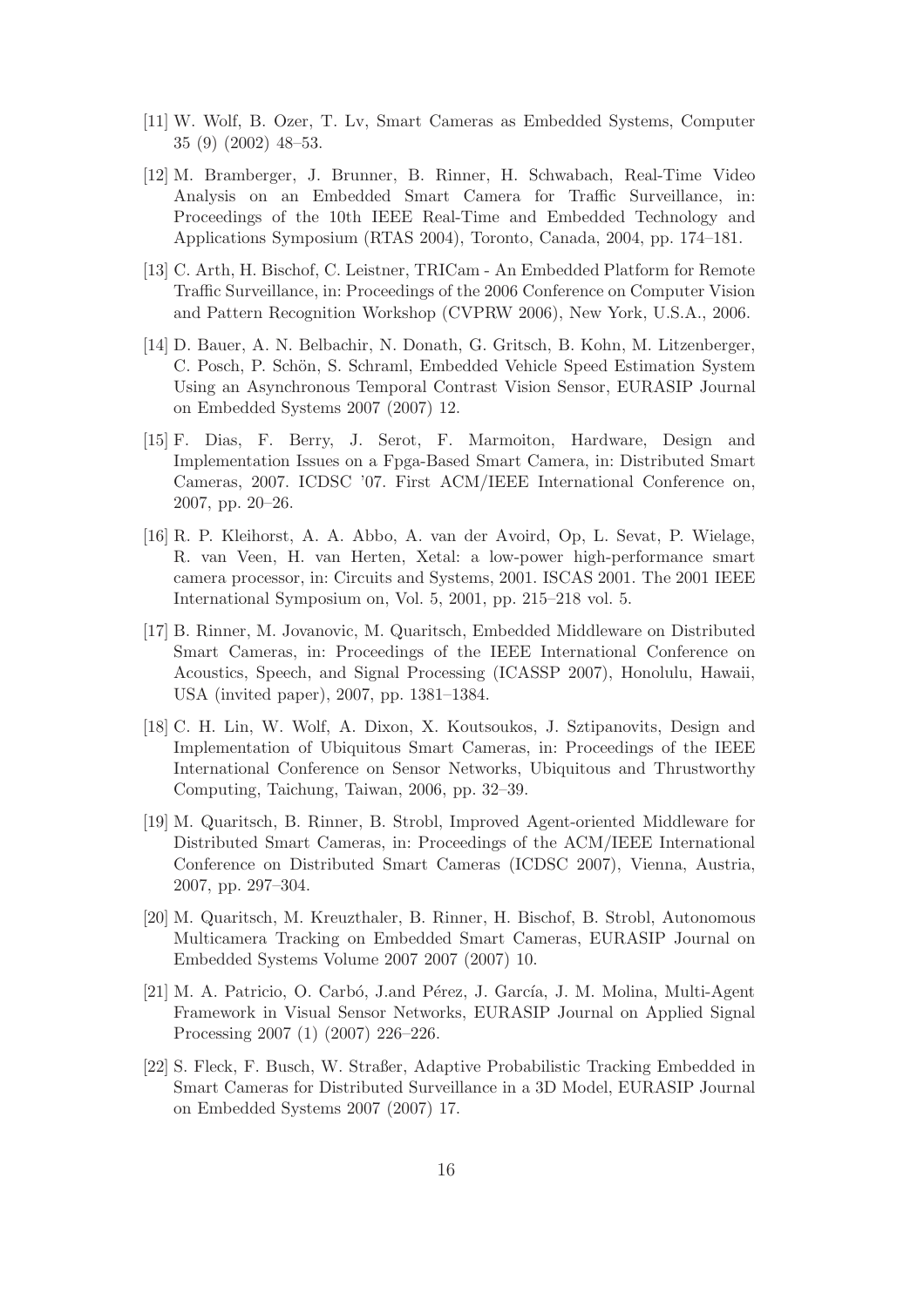[11] W. Wolf, B. Ozer, T. Lv, Smart Cameras as Embedded Systems, Computer 35 (9) (2002) 48–53.

[12] M. Bramberger, J. Brunner, B. Rinner, H. Schwabach, Real-Time Video Analysis on an Embedded Smart Camera for Traffic Surveillance, in: Proceedings of the 10th IEEE Real-Time and Embedded Technology and Applications Symposium (RTAS 2004), Toronto, Canada, 2004, pp. 174–181.

[13] C. Arth, H. Bischof, C. Leistner, TRICam - An Embedded Platform for Remote Traffic Surveillance, in: Proceedings of the 2006 Conference on Computer Vision and Pattern Recognition Workshop (CVPRW 2006), New York, U.S.A., 2006.

[14] D. Bauer, A. N. Belbachir, N. Donath, G. Gritsch, B. Kohn, M. Litzenberger, C. Posch, P. Schön, S. Schraml, Embedded Vehicle Speed Estimation System Using an Asynchronous Temporal Contrast Vision Sensor, EURASIP Journal on Embedded Systems 2007 (2007) 12.

[15] F. Dias, F. Berry, J. Serot, F. Marmoiton, Hardware, Design and Implementation Issues on a Fpga-Based Smart Camera, in: Distributed Smart Cameras, 2007. ICDSC '07. First ACM/IEEE International Conference on, 2007, pp. 20–26.

[16] R. P. Kleihorst, A. A. Abbo, A. van der Avoird, Op, L. Sevat, P. Wielage, R. van Veen, H. van Herten, Xetal: a low-power high-performance smart camera processor, in: Circuits and Systems, 2001. ISCAS 2001. The 2001 IEEE International Symposium on, Vol. 5, 2001, pp. 215–218 vol. 5.

[17] B. Rinner, M. Jovanovic, M. Quaritsch, Embedded Middleware on Distributed Smart Cameras, in: Proceedings of the IEEE International Conference on Acoustics, Speech, and Signal Processing (ICASSP 2007), Honolulu, Hawaii, USA (invited paper), 2007, pp. 1381–1384.

[18] C. H. Lin, W. Wolf, A. Dixon, X. Koutsoukos, J. Sztipanovits, Design and Implementation of Ubiquitous Smart Cameras, in: Proceedings of the IEEE International Conference on Sensor Networks, Ubiquitous and Thrustworthy Computing, Taichung, Taiwan, 2006, pp. 32–39.

[19] M. Quaritsch, B. Rinner, B. Strobl, Improved Agent-oriented Middleware for Distributed Smart Cameras, in: Proceedings of the ACM/IEEE International Conference on Distributed Smart Cameras (ICDSC 2007), Vienna, Austria, 2007, pp. 297–304.

[20] M. Quaritsch, M. Kreuzthaler, B. Rinner, H. Bischof, B. Strobl, Autonomous Multicamera Tracking on Embedded Smart Cameras, EURASIP Journal on Embedded Systems Volume 2007 2007 (2007) 10.

[21] M. A. Patricio, O. Carbó, J.and Pérez, J. García, J. M. Molina, Multi-Agent Framework in Visual Sensor Networks, EURASIP Journal on Applied Signal Processing 2007 (1) (2007) 226–226.

[22] S. Fleck, F. Busch, W. Straßer, Adaptive Probabilistic Tracking Embedded in Smart Cameras for Distributed Surveillance in a 3D Model, EURASIP Journal on Embedded Systems 2007 (2007) 17.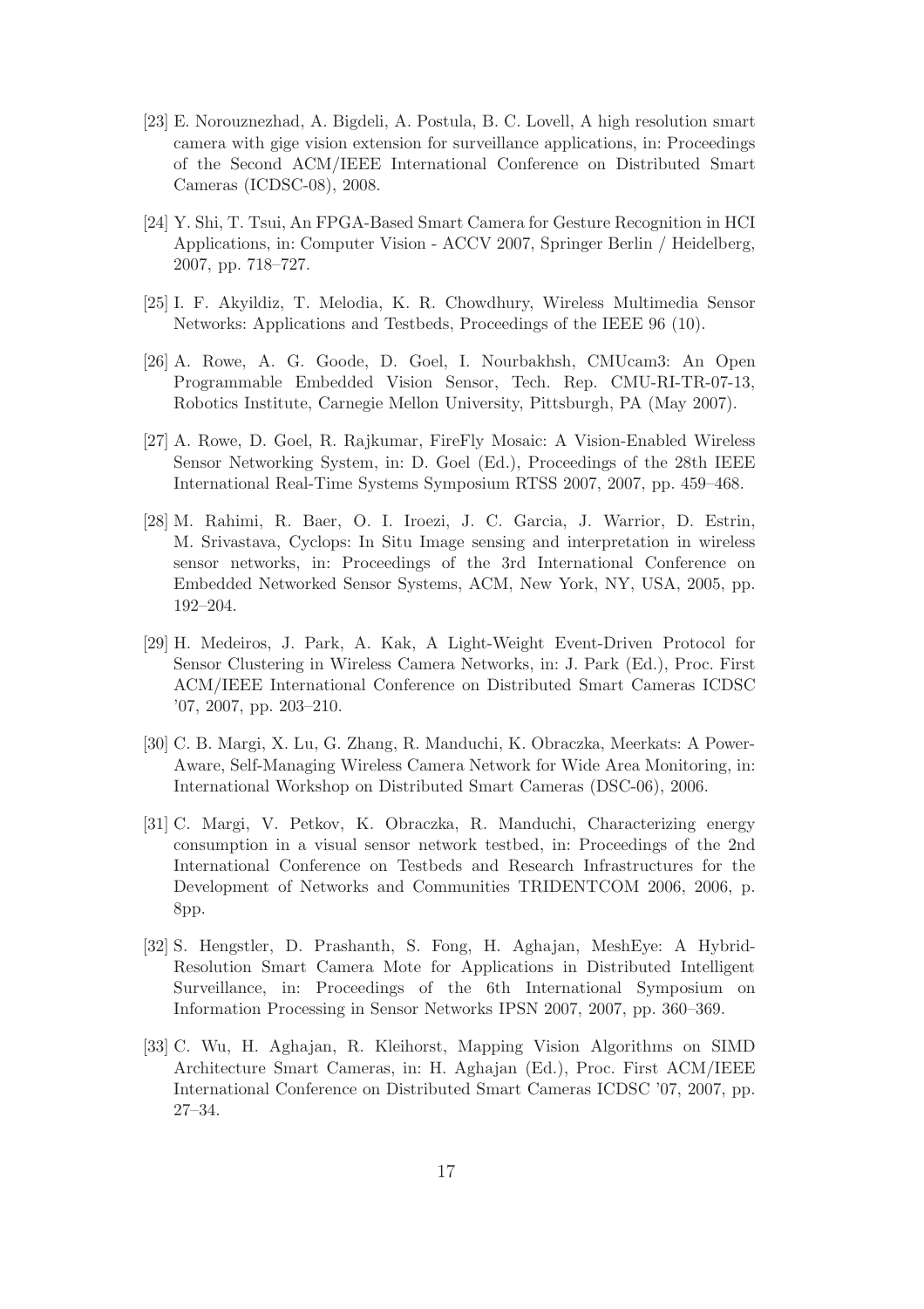[23] E. Norouznezhad, A. Bigdeli, A. Postula, B. C. Lovell, A high resolution smart camera with gige vision extension for surveillance applications, in: Proceedings of the Second ACM/IEEE International Conference on Distributed Smart Cameras (ICDSC-08), 2008.

[24] Y. Shi, T. Tsui, An FPGA-Based Smart Camera for Gesture Recognition in HCI Applications, in: Computer Vision - ACCV 2007, Springer Berlin / Heidelberg, 2007, pp. 718–727.

[25] I. F. Akyildiz, T. Melodia, K. R. Chowdhury, Wireless Multimedia Sensor Networks: Applications and Testbeds, Proceedings of the IEEE 96 (10).

[26] A. Rowe, A. G. Goode, D. Goel, I. Nourbakhsh, CMUcam3: An Open Programmable Embedded Vision Sensor, Tech. Rep. CMU-RI-TR-07-13, Robotics Institute, Carnegie Mellon University, Pittsburgh, PA (May 2007).

[27] A. Rowe, D. Goel, R. Rajkumar, FireFly Mosaic: A Vision-Enabled Wireless Sensor Networking System, in: D. Goel (Ed.), Proceedings of the 28th IEEE International Real-Time Systems Symposium RTSS 2007, 2007, pp. 459–468.

[28] M. Rahimi, R. Baer, O. I. Iroezi, J. C. Garcia, J. Warrior, D. Estrin, M. Srivastava, Cyclops: In Situ Image sensing and interpretation in wireless sensor networks, in: Proceedings of the 3rd International Conference on Embedded Networked Sensor Systems, ACM, New York, NY, USA, 2005, pp. 192–204.

[29] H. Medeiros, J. Park, A. Kak, A Light-Weight Event-Driven Protocol for Sensor Clustering in Wireless Camera Networks, in: J. Park (Ed.), Proc. First ACM/IEEE International Conference on Distributed Smart Cameras ICDSC '07, 2007, pp. 203–210.

[30] C. B. Margi, X. Lu, G. Zhang, R. Manduchi, K. Obraczka, Meerkats: A Power-Aware, Self-Managing Wireless Camera Network for Wide Area Monitoring, in: International Workshop on Distributed Smart Cameras (DSC-06), 2006.

[31] C. Margi, V. Petkov, K. Obraczka, R. Manduchi, Characterizing energy consumption in a visual sensor network testbed, in: Proceedings of the 2nd International Conference on Testbeds and Research Infrastructures for the Development of Networks and Communities TRIDENTCOM 2006, 2006, p. 8pp.

[32] S. Hengstler, D. Prashanth, S. Fong, H. Aghajan, MeshEye: A Hybrid-Resolution Smart Camera Mote for Applications in Distributed Intelligent Surveillance, in: Proceedings of the 6th International Symposium on Information Processing in Sensor Networks IPSN 2007, 2007, pp. 360–369.

[33] C. Wu, H. Aghajan, R. Kleihorst, Mapping Vision Algorithms on SIMD Architecture Smart Cameras, in: H. Aghajan (Ed.), Proc. First ACM/IEEE International Conference on Distributed Smart Cameras ICDSC '07, 2007, pp. 27–34.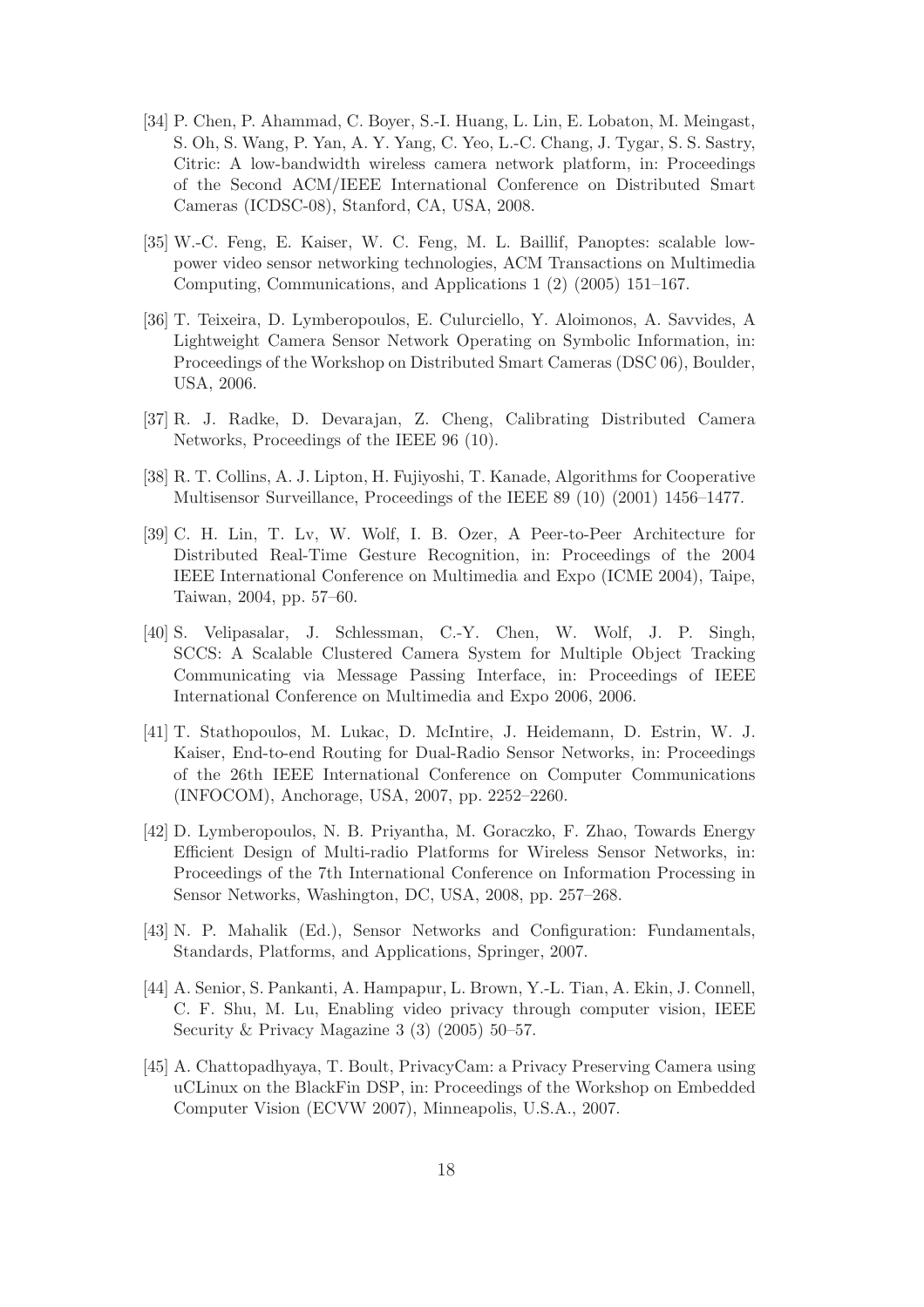[34] P. Chen, P. Ahammad, C. Boyer, S.-I. Huang, L. Lin, E. Lobaton, M. Meingast, S. Oh, S. Wang, P. Yan, A. Y. Yang, C. Yeo, L.-C. Chang, J. Tygar, S. S. Sastry, Citric: A low-bandwidth wireless camera network platform, in: Proceedings of the Second ACM/IEEE International Conference on Distributed Smart Cameras (ICDSC-08), Stanford, CA, USA, 2008.

[35] W.-C. Feng, E. Kaiser, W. C. Feng, M. L. Baillif, Panoptes: scalable low-power video sensor networking technologies, ACM Transactions on Multimedia Computing, Communications, and Applications 1 (2) (2005) 151–167.

[36] T. Teixeira, D. Lymberopoulos, E. Culurciello, Y. Aloimonos, A. Savvides, A Lightweight Camera Sensor Network Operating on Symbolic Information, in: Proceedings of the Workshop on Distributed Smart Cameras (DSC 06), Boulder, USA, 2006.

[37] R. J. Radke, D. Devarajan, Z. Cheng, Calibrating Distributed Camera Networks, Proceedings of the IEEE 96 (10).

[38] R. T. Collins, A. J. Lipton, H. Fujiyoshi, T. Kanade, Algorithms for Cooperative Multisensor Surveillance, Proceedings of the IEEE 89 (10) (2001) 1456–1477.

[39] C. H. Lin, T. Lv, W. Wolf, I. B. Ozer, A Peer-to-Peer Architecture for Distributed Real-Time Gesture Recognition, in: Proceedings of the 2004 IEEE International Conference on Multimedia and Expo (ICME 2004), Taipe, Taiwan, 2004, pp. 57–60.

[40] S. Velipasalar, J. Schlessman, C.-Y. Chen, W. Wolf, J. P. Singh, SCCS: A Scalable Clustered Camera System for Multiple Object Tracking Communicating via Message Passing Interface, in: Proceedings of IEEE International Conference on Multimedia and Expo 2006, 2006.

[41] T. Stathopoulos, M. Lukac, D. McIntire, J. Heidemann, D. Estrin, W. J. Kaiser, End-to-end Routing for Dual-Radio Sensor Networks, in: Proceedings of the 26th IEEE International Conference on Computer Communications (INFOCOM), Anchorage, USA, 2007, pp. 2252–2260.

[42] D. Lymberopoulos, N. B. Priyantha, M. Goraczko, F. Zhao, Towards Energy Efficient Design of Multi-radio Platforms for Wireless Sensor Networks, in: Proceedings of the 7th International Conference on Information Processing in Sensor Networks, Washington, DC, USA, 2008, pp. 257–268.

[43] N. P. Mahalik (Ed.), Sensor Networks and Configuration: Fundamentals, Standards, Platforms, and Applications, Springer, 2007.

[44] A. Senior, S. Pankanti, A. Hampapur, L. Brown, Y.-L. Tian, A. Ekin, J. Connell, C. F. Shu, M. Lu, Enabling video privacy through computer vision, IEEE Security & Privacy Magazine 3 (3) (2005) 50–57.

[45] A. Chattopadhyaya, T. Boult, PrivacyCam: a Privacy Preserving Camera using uCLinux on the BlackFin DSP, in: Proceedings of the Workshop on Embedded Computer Vision (ECVW 2007), Minneapolis, U.S.A., 2007.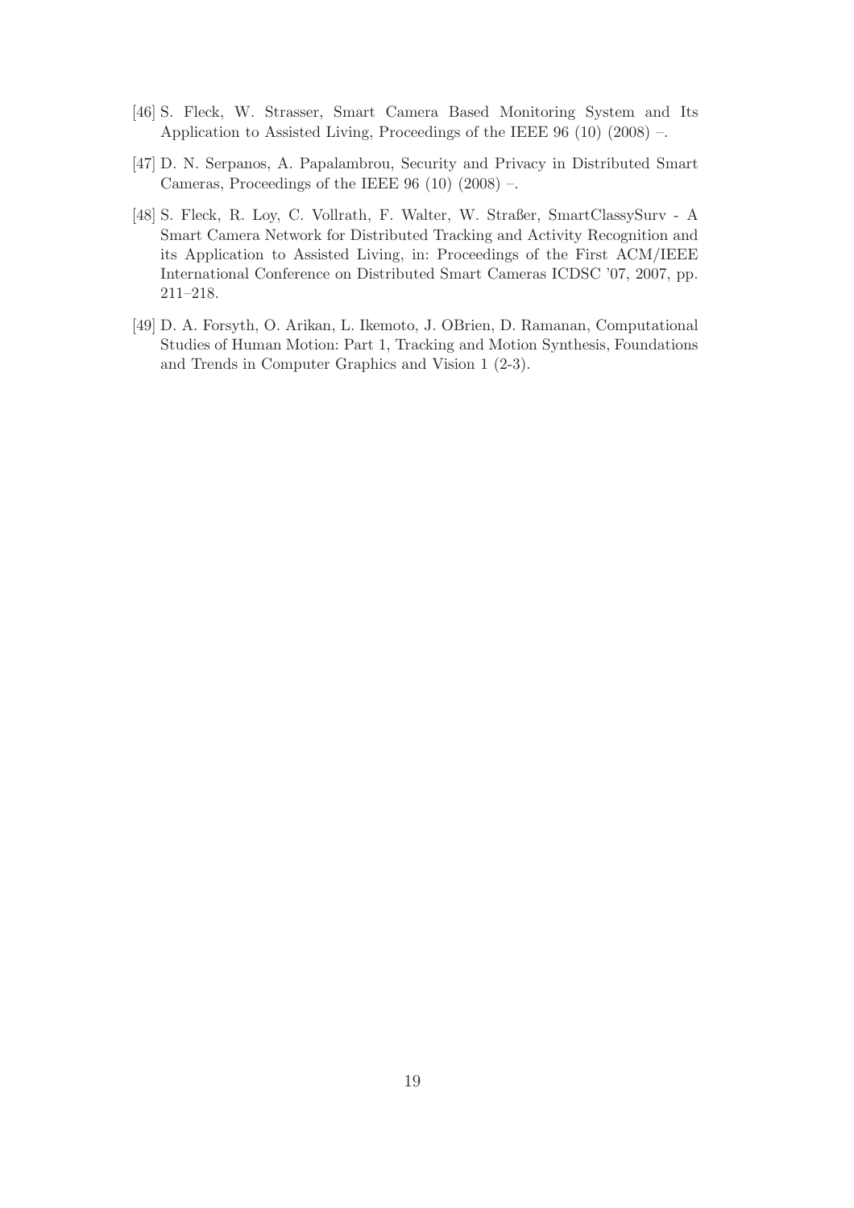[46] S. Fleck, W. Strasser, Smart Camera Based Monitoring System and Its Application to Assisted Living, Proceedings of the IEEE 96 (10) (2008) –.

[47] D. N. Serpanos, A. Papalambrou, Security and Privacy in Distributed Smart Cameras, Proceedings of the IEEE 96 (10) (2008) –.

[48] S. Fleck, R. Loy, C. Vollrath, F. Walter, W. Straßer, SmartClassySurv - A Smart Camera Network for Distributed Tracking and Activity Recognition and its Application to Assisted Living, in: Proceedings of the First ACM/IEEE International Conference on Distributed Smart Cameras ICDSC '07, 2007, pp. 211–218.

[49] D. A. Forsyth, O. Arikan, L. Ikemoto, J. OBrien, D. Ramanan, Computational Studies of Human Motion: Part 1, Tracking and Motion Synthesis, Foundations and Trends in Computer Graphics and Vision 1 (2-3).